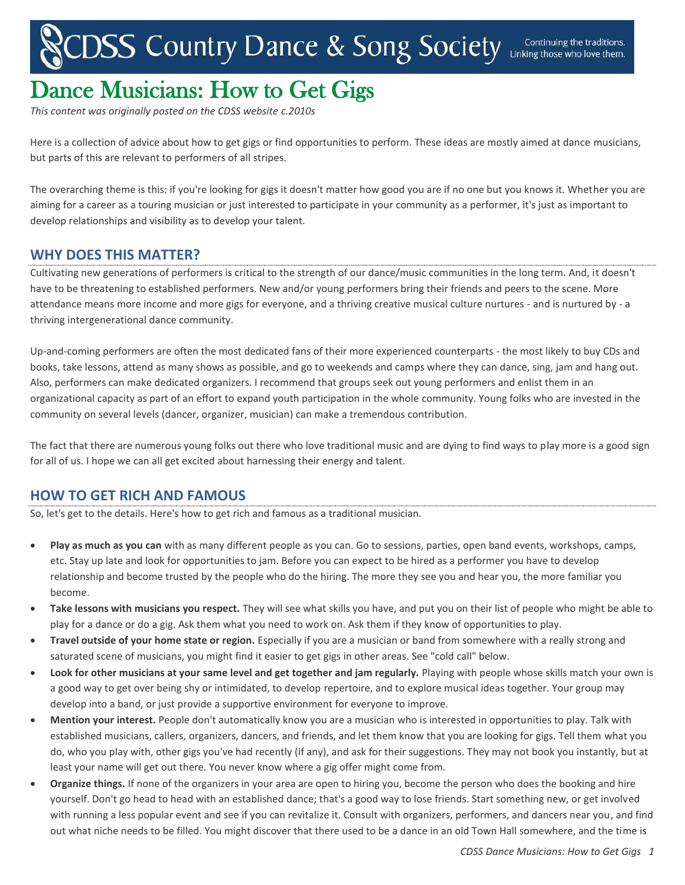CDSS Country Dance & Song Society — Continuing the traditions. Linking those who love them.

# Dance Musicians: How to Get Gigs

*This content was originally posted on the CDSS website c.2010s*

Here is a collection of advice about how to get gigs or find opportunities to perform. These ideas are mostly aimed at dance musicians, but parts of this are relevant to performers of all stripes.

The overarching theme is this: if you're looking for gigs it doesn't matter how good you are if no one but you knows it. Whether you are aiming for a career as a touring musician or just interested to participate in your community as a performer, it's just as important to develop relationships and visibility as to develop your talent.

## WHY DOES THIS MATTER?

Cultivating new generations of performers is critical to the strength of our dance/music communities in the long term. And, it doesn't have to be threatening to established performers. New and/or young performers bring their friends and peers to the scene. More attendance means more income and more gigs for everyone, and a thriving creative musical culture nurtures - and is nurtured by - a thriving intergenerational dance community.

Up-and-coming performers are often the most dedicated fans of their more experienced counterparts - the most likely to buy CDs and books, take lessons, attend as many shows as possible, and go to weekends and camps where they can dance, sing, jam and hang out. Also, performers can make dedicated organizers. I recommend that groups seek out young performers and enlist them in an organizational capacity as part of an effort to expand youth participation in the whole community. Young folks who are invested in the community on several levels (dancer, organizer, musician) can make a tremendous contribution.

The fact that there are numerous young folks out there who love traditional music and are dying to find ways to play more is a good sign for all of us. I hope we can all get excited about harnessing their energy and talent.

## HOW TO GET RICH AND FAMOUS

So, let's get to the details. Here's how to get rich and famous as a traditional musician.

- **Play as much as you can** with as many different people as you can. Go to sessions, parties, open band events, workshops, camps, etc. Stay up late and look for opportunities to jam. Before you can expect to be hired as a performer you have to develop relationship and become trusted by the people who do the hiring. The more they see you and hear you, the more familiar you become.
- **Take lessons with musicians you respect.** They will see what skills you have, and put you on their list of people who might be able to play for a dance or do a gig. Ask them what you need to work on. Ask them if they know of opportunities to play.
- **Travel outside of your home state or region.** Especially if you are a musician or band from somewhere with a really strong and saturated scene of musicians, you might find it easier to get gigs in other areas. See "cold call" below.
- **Look for other musicians at your same level and get together and jam regularly.** Playing with people whose skills match your own is a good way to get over being shy or intimidated, to develop repertoire, and to explore musical ideas together. Your group may develop into a band, or just provide a supportive environment for everyone to improve.
- **Mention your interest.** People don't automatically know you are a musician who is interested in opportunities to play. Talk with established musicians, callers, organizers, dancers, and friends, and let them know that you are looking for gigs. Tell them what you do, who you play with, other gigs you've had recently (if any), and ask for their suggestions. They may not book you instantly, but at least your name will get out there. You never know where a gig offer might come from.
- **Organize things.** If none of the organizers in your area are open to hiring you, become the person who does the booking and hire yourself. Don't go head to head with an established dance; that's a good way to lose friends. Start something new, or get involved with running a less popular event and see if you can revitalize it. Consult with organizers, performers, and dancers near you, and find out what niche needs to be filled. You might discover that there used to be a dance in an old Town Hall somewhere, and the time is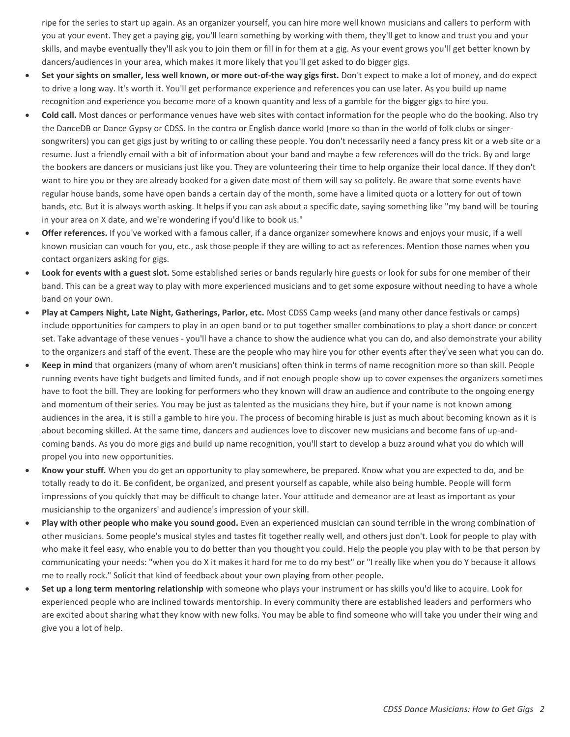ripe for the series to start up again. As an organizer yourself, you can hire more well known musicians and callers to perform with you at your event. They get a paying gig, you'll learn something by working with them, they'll get to know and trust you and your skills, and maybe eventually they'll ask you to join them or fill in for them at a gig. As your event grows you'll get better known by dancers/audiences in your area, which makes it more likely that you'll get asked to do bigger gigs.

- **Set your sights on smaller, less well known, or more out-of-the way gigs first.** Don't expect to make a lot of money, and do expect to drive a long way. It's worth it. You'll get performance experience and references you can use later. As you build up name recognition and experience you become more of a known quantity and less of a gamble for the bigger gigs to hire you.
- **Cold call.** Most dances or performance venues have web sites with contact information for the people who do the booking. Also try the DanceDB or Dance Gypsy or CDSS. In the contra or English dance world (more so than in the world of folk clubs or singer-songwriters) you can get gigs just by writing to or calling these people. You don't necessarily need a fancy press kit or a web site or a resume. Just a friendly email with a bit of information about your band and maybe a few references will do the trick. By and large the bookers are dancers or musicians just like you. They are volunteering their time to help organize their local dance. If they don't want to hire you or they are already booked for a given date most of them will say so politely. Be aware that some events have regular house bands, some have open bands a certain day of the month, some have a limited quota or a lottery for out of town bands, etc. But it is always worth asking. It helps if you can ask about a specific date, saying something like "my band will be touring in your area on X date, and we're wondering if you'd like to book us."
- **Offer references.** If you've worked with a famous caller, if a dance organizer somewhere knows and enjoys your music, if a well known musician can vouch for you, etc., ask those people if they are willing to act as references. Mention those names when you contact organizers asking for gigs.
- **Look for events with a guest slot.** Some established series or bands regularly hire guests or look for subs for one member of their band. This can be a great way to play with more experienced musicians and to get some exposure without needing to have a whole band on your own.
- **Play at Campers Night, Late Night, Gatherings, Parlor, etc.** Most CDSS Camp weeks (and many other dance festivals or camps) include opportunities for campers to play in an open band or to put together smaller combinations to play a short dance or concert set. Take advantage of these venues - you'll have a chance to show the audience what you can do, and also demonstrate your ability to the organizers and staff of the event. These are the people who may hire you for other events after they've seen what you can do.
- **Keep in mind** that organizers (many of whom aren't musicians) often think in terms of name recognition more so than skill. People running events have tight budgets and limited funds, and if not enough people show up to cover expenses the organizers sometimes have to foot the bill. They are looking for performers who they known will draw an audience and contribute to the ongoing energy and momentum of their series. You may be just as talented as the musicians they hire, but if your name is not known among audiences in the area, it is still a gamble to hire you. The process of becoming hirable is just as much about becoming known as it is about becoming skilled. At the same time, dancers and audiences love to discover new musicians and become fans of up-and-coming bands. As you do more gigs and build up name recognition, you'll start to develop a buzz around what you do which will propel you into new opportunities.
- **Know your stuff.** When you do get an opportunity to play somewhere, be prepared. Know what you are expected to do, and be totally ready to do it. Be confident, be organized, and present yourself as capable, while also being humble. People will form impressions of you quickly that may be difficult to change later. Your attitude and demeanor are at least as important as your musicianship to the organizers' and audience's impression of your skill.
- **Play with other people who make you sound good.** Even an experienced musician can sound terrible in the wrong combination of other musicians. Some people's musical styles and tastes fit together really well, and others just don't. Look for people to play with who make it feel easy, who enable you to do better than you thought you could. Help the people you play with to be that person by communicating your needs: "when you do X it makes it hard for me to do my best" or "I really like when you do Y because it allows me to really rock." Solicit that kind of feedback about your own playing from other people.
- **Set up a long term mentoring relationship** with someone who plays your instrument or has skills you'd like to acquire. Look for experienced people who are inclined towards mentorship. In every community there are established leaders and performers who are excited about sharing what they know with new folks. You may be able to find someone who will take you under their wing and give you a lot of help.